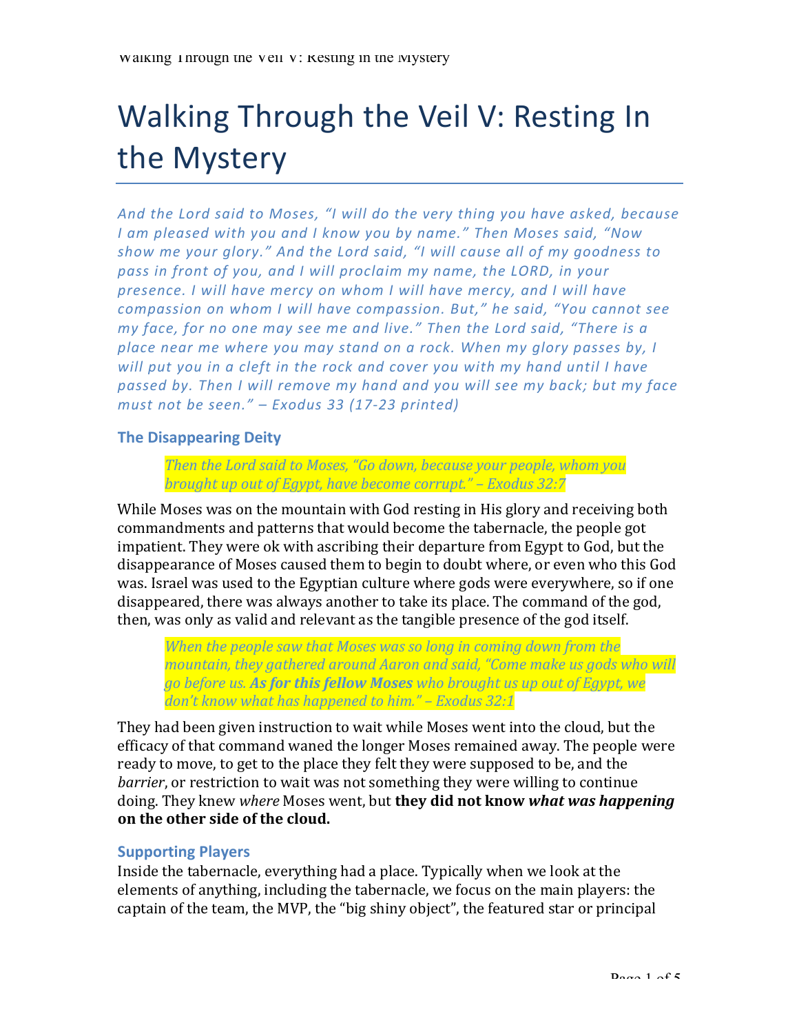# Walking Through the Veil V: Resting In the Mystery

*And the Lord said to Moses, "I will do the very thing you have asked, because I am pleased with you and I know you by name." Then Moses said, "Now show me your glory." And the Lord said, "I will cause all of my goodness to pass in front of you, and I will proclaim my name, the LORD, in your presence. I will have mercy on whom I will have mercy, and I will have compassion on whom I will have compassion. But," he said, "You cannot see my face, for no one may see me and live." Then the Lord said, "There is a place near me where you may stand on a rock. When my glory passes by, I will put you in a cleft in the rock and cover you with my hand until I have passed by. Then I will remove my hand and you will see my back; but my face must not be seen." – Exodus 33 (17-23 printed)*

### The Disappearing Deity

> *Then the Lord said to Moses, "Go down, because your people, whom you brought up out of Egypt, have become corrupt." – Exodus 32:7*

While Moses was on the mountain with God resting in His glory and receiving both commandments and patterns that would become the tabernacle, the people got impatient. They were ok with ascribing their departure from Egypt to God, but the disappearance of Moses caused them to begin to doubt where, or even who this God was. Israel was used to the Egyptian culture where gods were everywhere, so if one disappeared, there was always another to take its place. The command of the god, then, was only as valid and relevant as the tangible presence of the god itself.

> *When the people saw that Moses was so long in coming down from the mountain, they gathered around Aaron and said, "Come make us gods who will go before us.* ***As for this fellow Moses*** *who brought us up out of Egypt, we don't know what has happened to him." – Exodus 32:1*

They had been given instruction to wait while Moses went into the cloud, but the efficacy of that command waned the longer Moses remained away. The people were ready to move, to get to the place they felt they were supposed to be, and the *barrier*, or restriction to wait was not something they were willing to continue doing. They knew *where* Moses went, but **they did not know *what was happening* on the other side of the cloud.**

### Supporting Players

Inside the tabernacle, everything had a place. Typically when we look at the elements of anything, including the tabernacle, we focus on the main players: the captain of the team, the MVP, the "big shiny object", the featured star or principal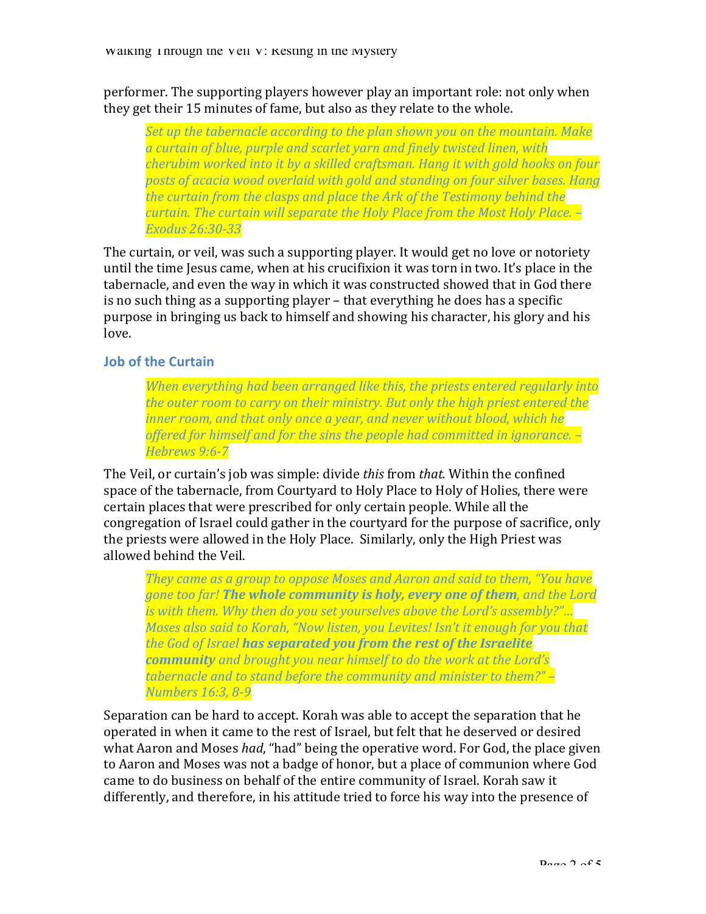performer. The supporting players however play an important role: not only when they get their 15 minutes of fame, but also as they relate to the whole.

> *Set up the tabernacle according to the plan shown you on the mountain. Make a curtain of blue, purple and scarlet yarn and finely twisted linen, with cherubim worked into it by a skilled craftsman. Hang it with gold hooks on four posts of acacia wood overlaid with gold and standing on four silver bases. Hang the curtain from the clasps and place the Ark of the Testimony behind the curtain. The curtain will separate the Holy Place from the Most Holy Place. – Exodus 26:30-33*

The curtain, or veil, was such a supporting player. It would get no love or notoriety until the time Jesus came, when at his crucifixion it was torn in two. It's place in the tabernacle, and even the way in which it was constructed showed that in God there is no such thing as a supporting player – that everything he does has a specific purpose in bringing us back to himself and showing his character, his glory and his love.

### Job of the Curtain

> *When everything had been arranged like this, the priests entered regularly into the outer room to carry on their ministry. But only the high priest entered the inner room, and that only once a year, and never without blood, which he offered for himself and for the sins the people had committed in ignorance. – Hebrews 9:6-7*

The Veil, or curtain's job was simple: divide *this* from *that.* Within the confined space of the tabernacle, from Courtyard to Holy Place to Holy of Holies, there were certain places that were prescribed for only certain people. While all the congregation of Israel could gather in the courtyard for the purpose of sacrifice, only the priests were allowed in the Holy Place. Similarly, only the High Priest was allowed behind the Veil.

> *They came as a group to oppose Moses and Aaron and said to them, "You have gone too far! **The whole community is holy, every one of them**, and the Lord is with them. Why then do you set yourselves above the Lord's assembly?"... Moses also said to Korah, "Now listen, you Levites! Isn't it enough for you that the God of Israel **has separated you from the rest of the Israelite community** and brought you near himself to do the work at the Lord's tabernacle and to stand before the community and minister to them?" – Numbers 16:3, 8-9*

Separation can be hard to accept. Korah was able to accept the separation that he operated in when it came to the rest of Israel, but felt that he deserved or desired what Aaron and Moses *had*, "had" being the operative word. For God, the place given to Aaron and Moses was not a badge of honor, but a place of communion where God came to do business on behalf of the entire community of Israel. Korah saw it differently, and therefore, in his attitude tried to force his way into the presence of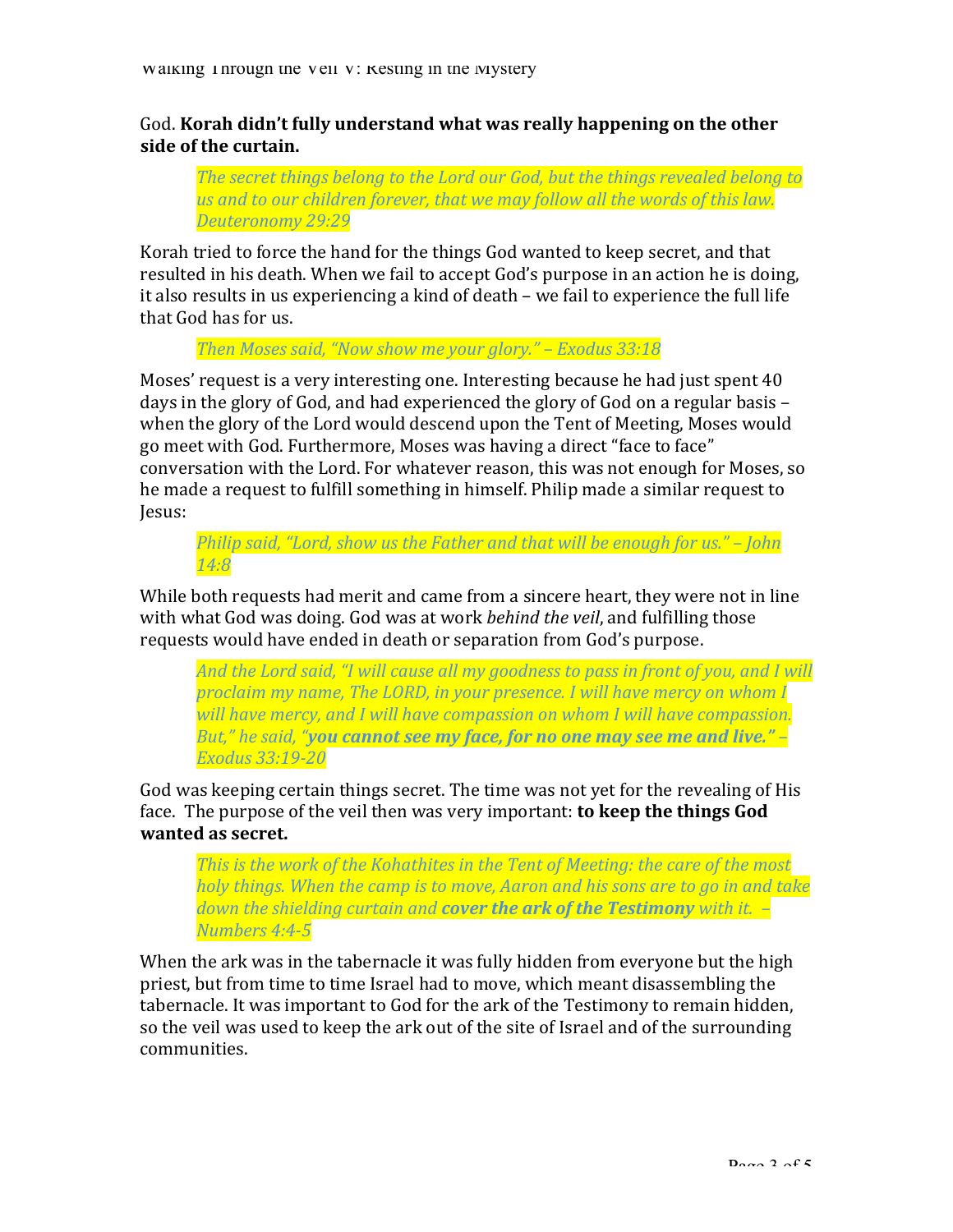God. **Korah didn't fully understand what was really happening on the other side of the curtain.**

> *The secret things belong to the Lord our God, but the things revealed belong to us and to our children forever, that we may follow all the words of this law. Deuteronomy 29:29*

Korah tried to force the hand for the things God wanted to keep secret, and that resulted in his death. When we fail to accept God's purpose in an action he is doing, it also results in us experiencing a kind of death – we fail to experience the full life that God has for us.

> *Then Moses said, "Now show me your glory." – Exodus 33:18*

Moses' request is a very interesting one. Interesting because he had just spent 40 days in the glory of God, and had experienced the glory of God on a regular basis – when the glory of the Lord would descend upon the Tent of Meeting, Moses would go meet with God. Furthermore, Moses was having a direct "face to face" conversation with the Lord. For whatever reason, this was not enough for Moses, so he made a request to fulfill something in himself. Philip made a similar request to Jesus:

> *Philip said, "Lord, show us the Father and that will be enough for us." – John 14:8*

While both requests had merit and came from a sincere heart, they were not in line with what God was doing. God was at work *behind the veil*, and fulfilling those requests would have ended in death or separation from God's purpose.

> *And the Lord said, "I will cause all my goodness to pass in front of you, and I will proclaim my name, The LORD, in your presence. I will have mercy on whom I will have mercy, and I will have compassion on whom I will have compassion. But," he said, "**you cannot see my face, for no one may see me and live.**" – Exodus 33:19-20*

God was keeping certain things secret. The time was not yet for the revealing of His face. The purpose of the veil then was very important: **to keep the things God wanted as secret.**

> *This is the work of the Kohathites in the Tent of Meeting: the care of the most holy things. When the camp is to move, Aaron and his sons are to go in and take down the shielding curtain and **cover the ark of the Testimony** with it. – Numbers 4:4-5*

When the ark was in the tabernacle it was fully hidden from everyone but the high priest, but from time to time Israel had to move, which meant disassembling the tabernacle. It was important to God for the ark of the Testimony to remain hidden, so the veil was used to keep the ark out of the site of Israel and of the surrounding communities.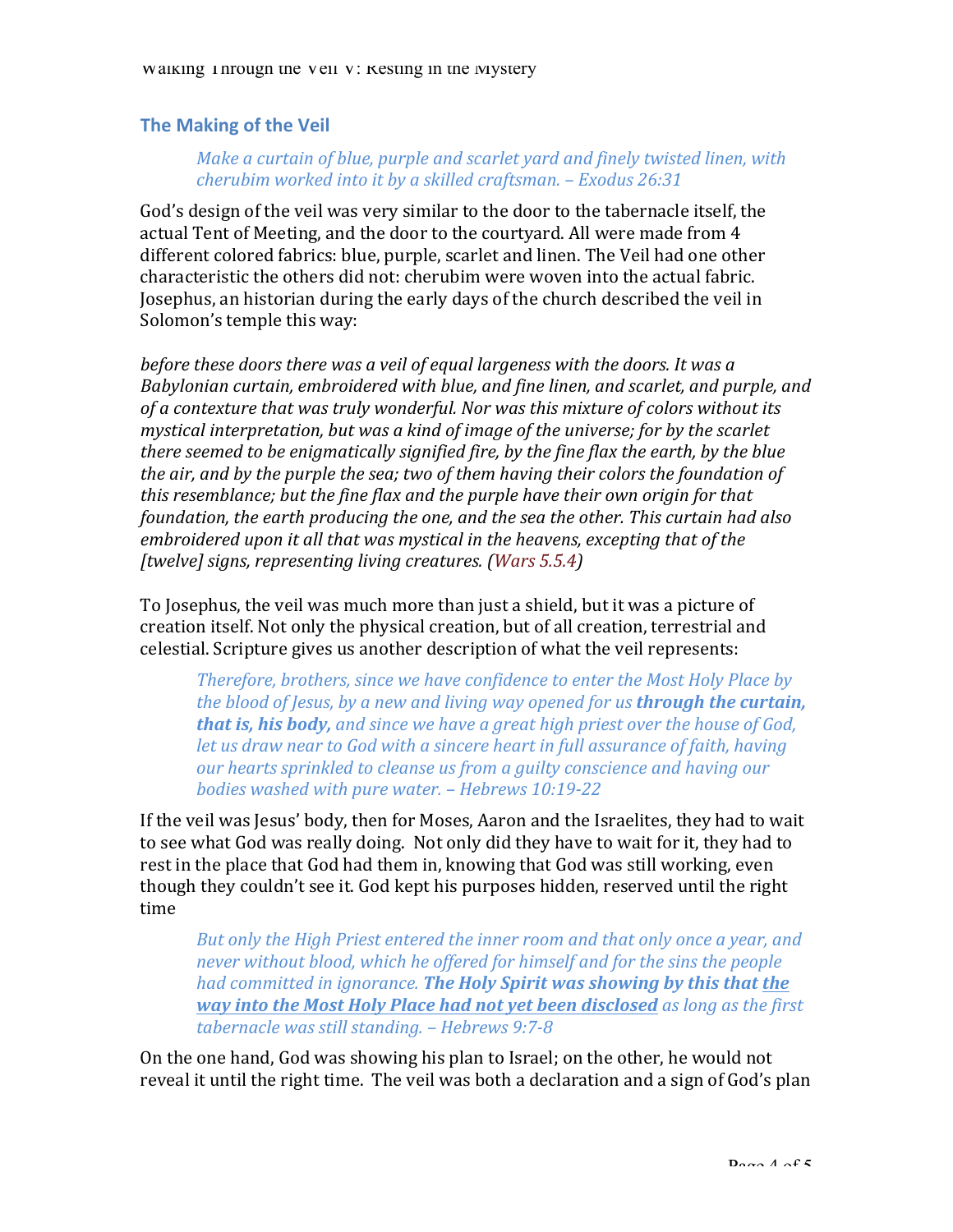## The Making of the Veil

> *Make a curtain of blue, purple and scarlet yard and finely twisted linen, with cherubim worked into it by a skilled craftsman. – Exodus 26:31*

God's design of the veil was very similar to the door to the tabernacle itself, the actual Tent of Meeting, and the door to the courtyard. All were made from 4 different colored fabrics: blue, purple, scarlet and linen. The Veil had one other characteristic the others did not: cherubim were woven into the actual fabric. Josephus, an historian during the early days of the church described the veil in Solomon's temple this way:

*before these doors there was a veil of equal largeness with the doors. It was a Babylonian curtain, embroidered with blue, and fine linen, and scarlet, and purple, and of a contexture that was truly wonderful. Nor was this mixture of colors without its mystical interpretation, but was a kind of image of the universe; for by the scarlet there seemed to be enigmatically signified fire, by the fine flax the earth, by the blue the air, and by the purple the sea; two of them having their colors the foundation of this resemblance; but the fine flax and the purple have their own origin for that foundation, the earth producing the one, and the sea the other. This curtain had also embroidered upon it all that was mystical in the heavens, excepting that of the [twelve] signs, representing living creatures. (Wars 5.5.4)*

To Josephus, the veil was much more than just a shield, but it was a picture of creation itself. Not only the physical creation, but of all creation, terrestrial and celestial. Scripture gives us another description of what the veil represents:

> *Therefore, brothers, since we have confidence to enter the Most Holy Place by the blood of Jesus, by a new and living way opened for us **through the curtain, that is, his body,** and since we have a great high priest over the house of God, let us draw near to God with a sincere heart in full assurance of faith, having our hearts sprinkled to cleanse us from a guilty conscience and having our bodies washed with pure water. – Hebrews 10:19-22*

If the veil was Jesus' body, then for Moses, Aaron and the Israelites, they had to wait to see what God was really doing. Not only did they have to wait for it, they had to rest in the place that God had them in, knowing that God was still working, even though they couldn't see it. God kept his purposes hidden, reserved until the right time

> *But only the High Priest entered the inner room and that only once a year, and never without blood, which he offered for himself and for the sins the people had committed in ignorance. **The Holy Spirit was showing by this that <u>the way into the Most Holy Place had not yet been disclosed</u>** as long as the first tabernacle was still standing. – Hebrews 9:7-8*

On the one hand, God was showing his plan to Israel; on the other, he would not reveal it until the right time. The veil was both a declaration and a sign of God's plan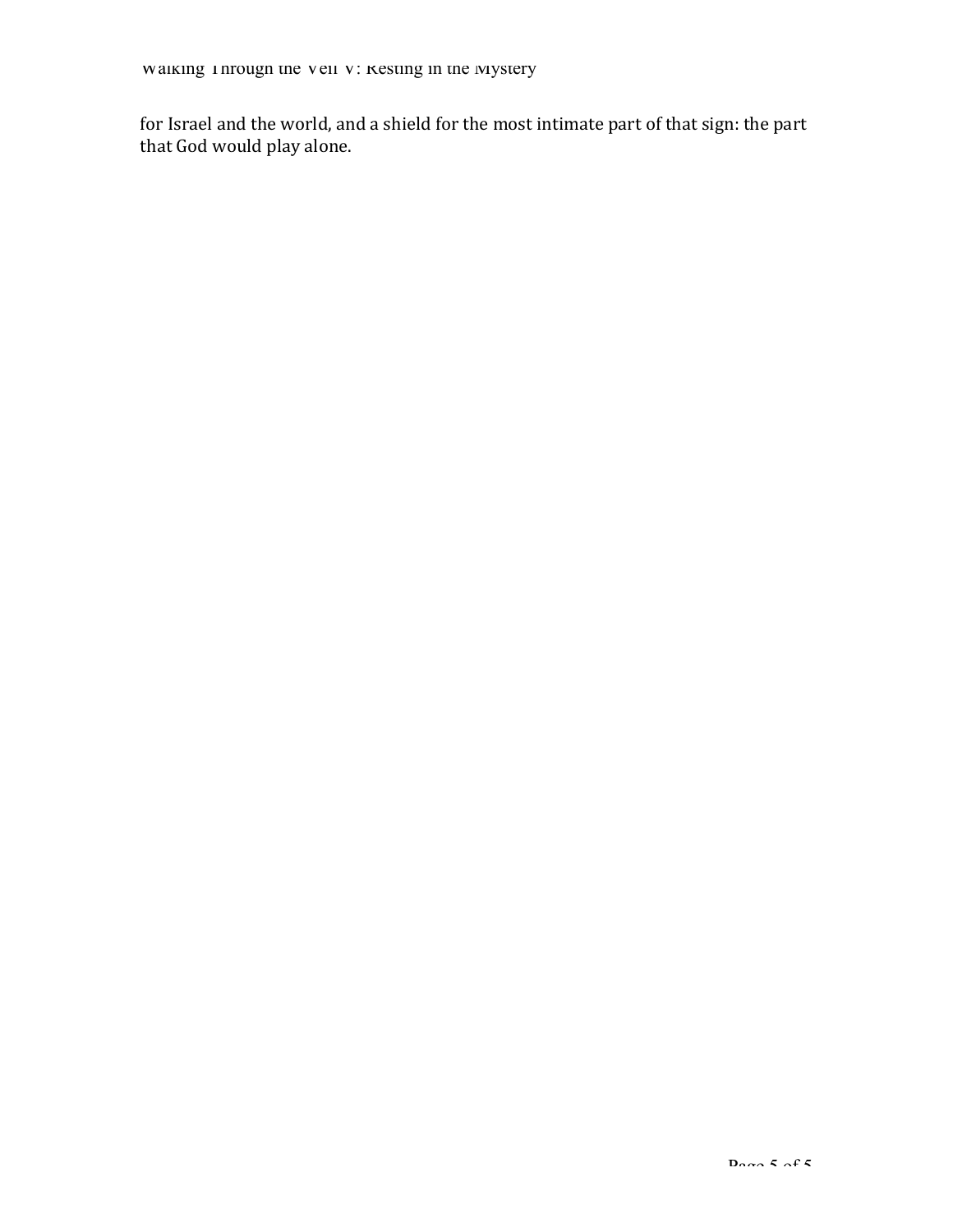for Israel and the world, and a shield for the most intimate part of that sign: the part that God would play alone.